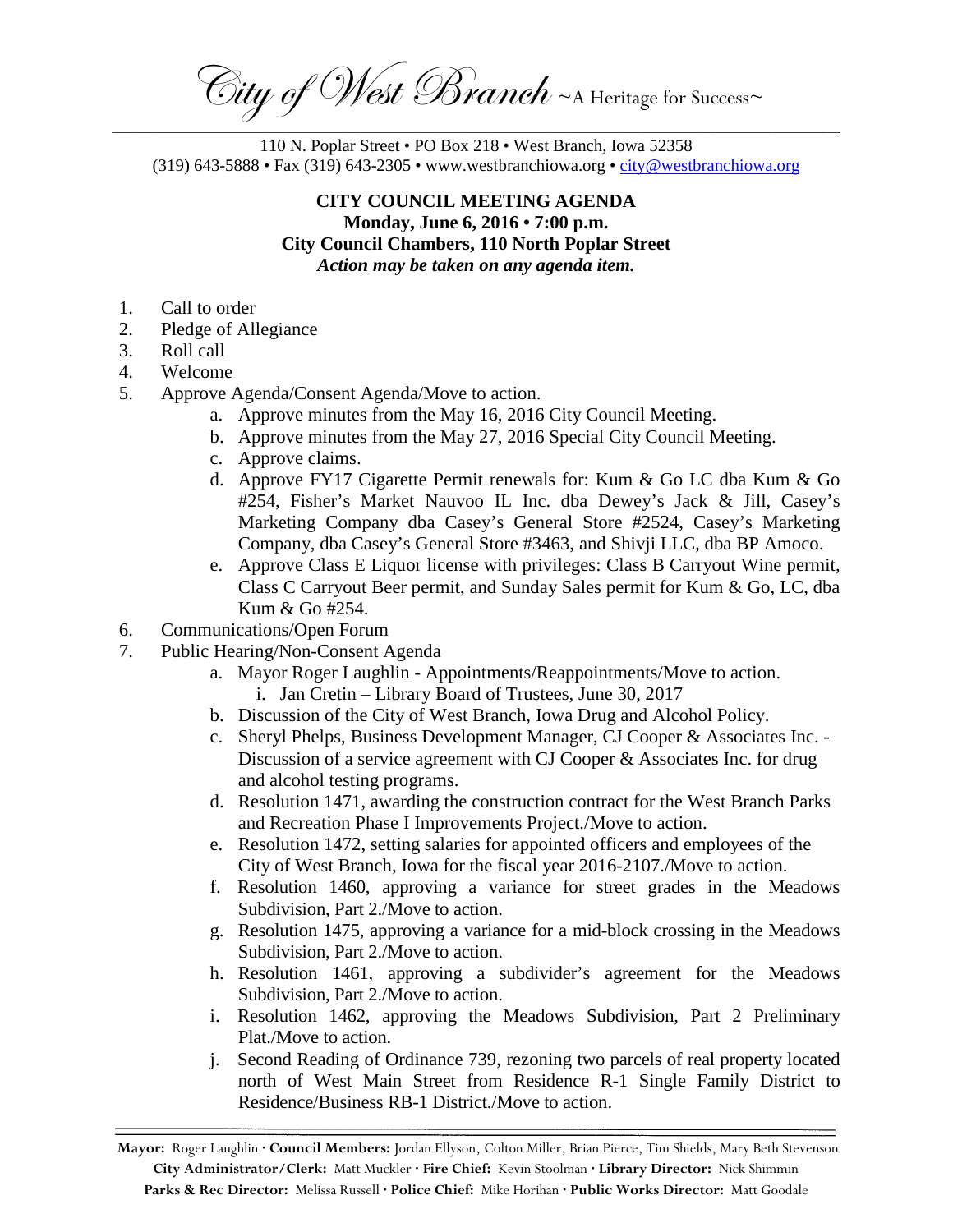*City of West Branch* ~A Heritage for Success~

110 N. Poplar Street • PO Box 218 • West Branch, Iowa 52358
(319) 643-5888 • Fax (319) 643-2305 • www.westbranchiowa.org • city@westbranchiowa.org

**CITY COUNCIL MEETING AGENDA**
**Monday, June 6, 2016 • 7:00 p.m.**
**City Council Chambers, 110 North Poplar Street**
***Action may be taken on any agenda item.***

1. Call to order
2. Pledge of Allegiance
3. Roll call
4. Welcome
5. Approve Agenda/Consent Agenda/Move to action.
   a. Approve minutes from the May 16, 2016 City Council Meeting.
   b. Approve minutes from the May 27, 2016 Special City Council Meeting.
   c. Approve claims.
   d. Approve FY17 Cigarette Permit renewals for: Kum & Go LC dba Kum & Go #254, Fisher's Market Nauvoo IL Inc. dba Dewey's Jack & Jill, Casey's Marketing Company dba Casey's General Store #2524, Casey's Marketing Company, dba Casey's General Store #3463, and Shivji LLC, dba BP Amoco.
   e. Approve Class E Liquor license with privileges: Class B Carryout Wine permit, Class C Carryout Beer permit, and Sunday Sales permit for Kum & Go, LC, dba Kum & Go #254.
6. Communications/Open Forum
7. Public Hearing/Non-Consent Agenda
   a. Mayor Roger Laughlin - Appointments/Reappointments/Move to action.
      i. Jan Cretin – Library Board of Trustees, June 30, 2017
   b. Discussion of the City of West Branch, Iowa Drug and Alcohol Policy.
   c. Sheryl Phelps, Business Development Manager, CJ Cooper & Associates Inc. - Discussion of a service agreement with CJ Cooper & Associates Inc. for drug and alcohol testing programs.
   d. Resolution 1471, awarding the construction contract for the West Branch Parks and Recreation Phase I Improvements Project./Move to action.
   e. Resolution 1472, setting salaries for appointed officers and employees of the City of West Branch, Iowa for the fiscal year 2016-2107./Move to action.
   f. Resolution 1460, approving a variance for street grades in the Meadows Subdivision, Part 2./Move to action.
   g. Resolution 1475, approving a variance for a mid-block crossing in the Meadows Subdivision, Part 2./Move to action.
   h. Resolution 1461, approving a subdivider's agreement for the Meadows Subdivision, Part 2./Move to action.
   i. Resolution 1462, approving the Meadows Subdivision, Part 2 Preliminary Plat./Move to action.
   j. Second Reading of Ordinance 739, rezoning two parcels of real property located north of West Main Street from Residence R-1 Single Family District to Residence/Business RB-1 District./Move to action.

---

**Mayor:** Roger Laughlin · **Council Members:** Jordan Ellyson, Colton Miller, Brian Pierce, Tim Shields, Mary Beth Stevenson
**City Administrator/Clerk:** Matt Muckler · **Fire Chief:** Kevin Stoolman · **Library Director:** Nick Shimmin
**Parks & Rec Director:** Melissa Russell · **Police Chief:** Mike Horihan · **Public Works Director:** Matt Goodale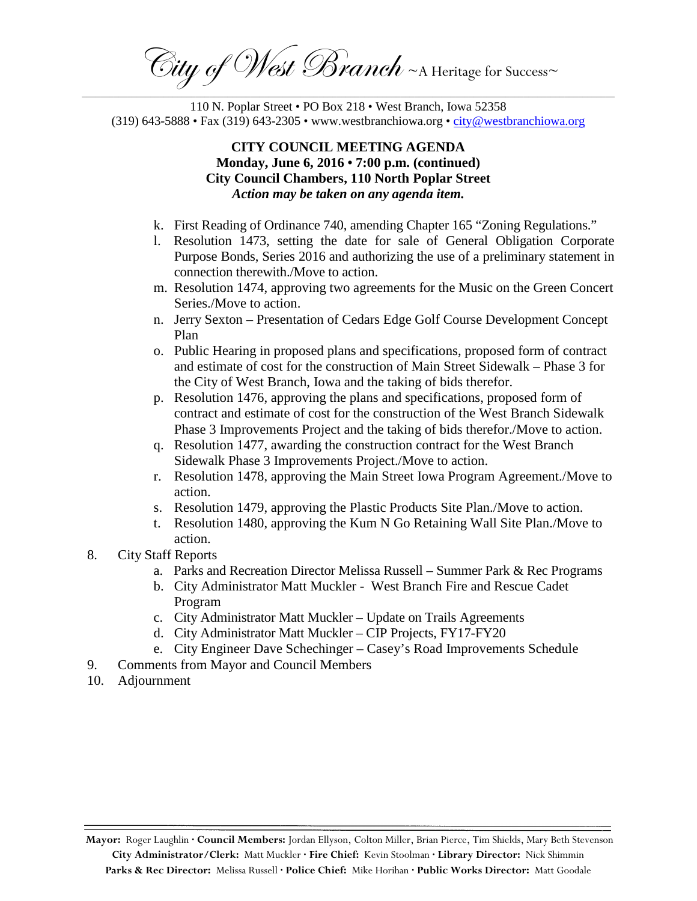City of West Branch ~A Heritage for Success~

110 N. Poplar Street • PO Box 218 • West Branch, Iowa 52358
(319) 643-5888 • Fax (319) 643-2305 • www.westbranchiowa.org • city@westbranchiowa.org

**CITY COUNCIL MEETING AGENDA**
**Monday, June 6, 2016 • 7:00 p.m. (continued)**
**City Council Chambers, 110 North Poplar Street**
***Action may be taken on any agenda item.***

k. First Reading of Ordinance 740, amending Chapter 165 "Zoning Regulations."
l. Resolution 1473, setting the date for sale of General Obligation Corporate Purpose Bonds, Series 2016 and authorizing the use of a preliminary statement in connection therewith./Move to action.
m. Resolution 1474, approving two agreements for the Music on the Green Concert Series./Move to action.
n. Jerry Sexton – Presentation of Cedars Edge Golf Course Development Concept Plan
o. Public Hearing in proposed plans and specifications, proposed form of contract and estimate of cost for the construction of Main Street Sidewalk – Phase 3 for the City of West Branch, Iowa and the taking of bids therefor.
p. Resolution 1476, approving the plans and specifications, proposed form of contract and estimate of cost for the construction of the West Branch Sidewalk Phase 3 Improvements Project and the taking of bids therefor./Move to action.
q. Resolution 1477, awarding the construction contract for the West Branch Sidewalk Phase 3 Improvements Project./Move to action.
r. Resolution 1478, approving the Main Street Iowa Program Agreement./Move to action.
s. Resolution 1479, approving the Plastic Products Site Plan./Move to action.
t. Resolution 1480, approving the Kum N Go Retaining Wall Site Plan./Move to action.

8. City Staff Reports
   a. Parks and Recreation Director Melissa Russell – Summer Park & Rec Programs
   b. City Administrator Matt Muckler - West Branch Fire and Rescue Cadet Program
   c. City Administrator Matt Muckler – Update on Trails Agreements
   d. City Administrator Matt Muckler – CIP Projects, FY17-FY20
   e. City Engineer Dave Schechinger – Casey's Road Improvements Schedule
9. Comments from Mayor and Council Members
10. Adjournment

**Mayor:** Roger Laughlin · **Council Members:** Jordan Ellyson, Colton Miller, Brian Pierce, Tim Shields, Mary Beth Stevenson
**City Administrator/Clerk:** Matt Muckler · **Fire Chief:** Kevin Stoolman · **Library Director:** Nick Shimmin
**Parks & Rec Director:** Melissa Russell · **Police Chief:** Mike Horihan · **Public Works Director:** Matt Goodale